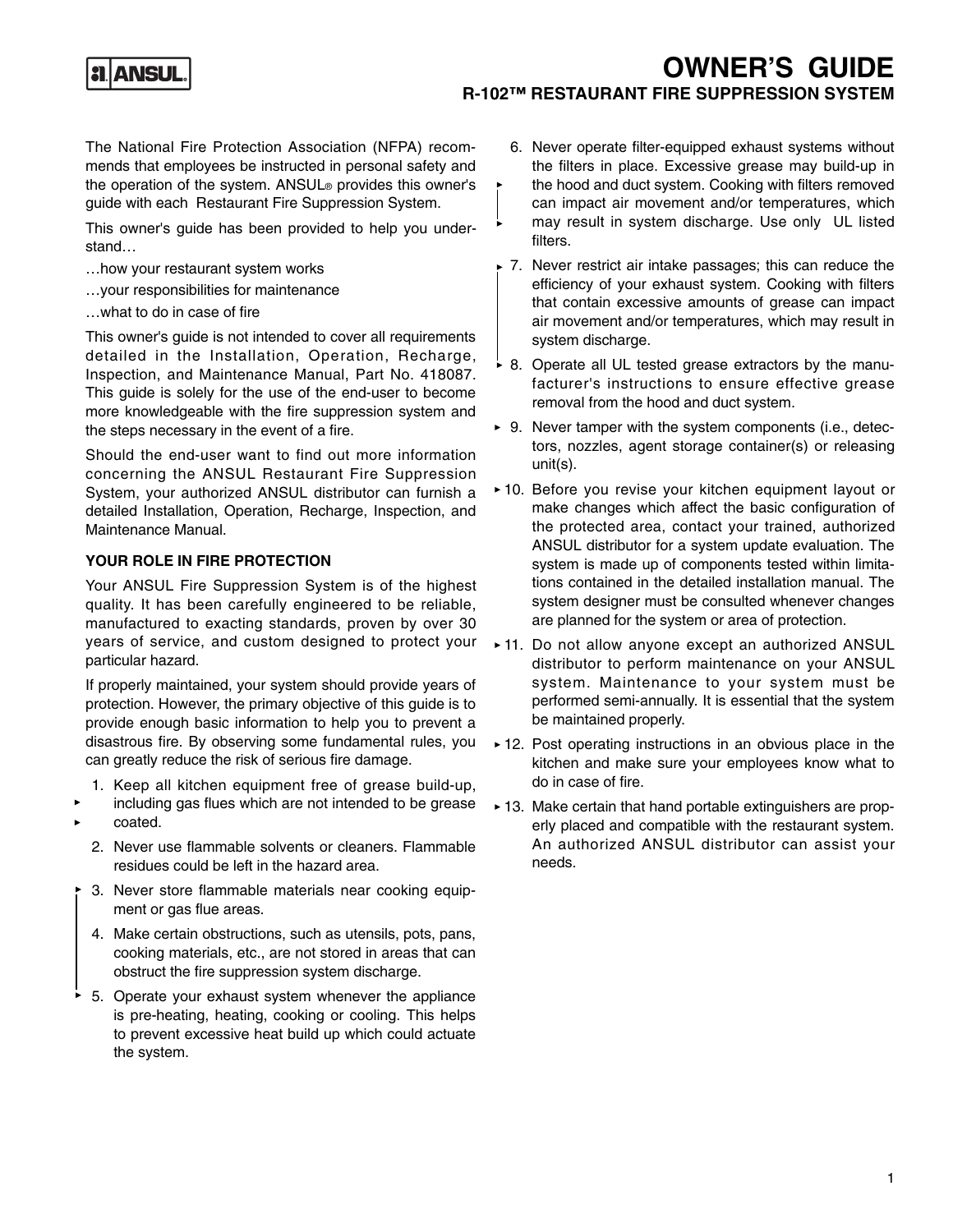# OWNER'S GUIDE

## R-102™ RESTAURANT FIRE SUPPRESSION SYSTEM

The National Fire Protection Association (NFPA) recommends that employees be instructed in personal safety and the operation of the system. ANSUL® provides this owner's guide with each Restaurant Fire Suppression System.

This owner's guide has been provided to help you understand…

…how your restaurant system works

…your responsibilities for maintenance

…what to do in case of fire

This owner's guide is not intended to cover all requirements detailed in the Installation, Operation, Recharge, Inspection, and Maintenance Manual, Part No. 418087. This guide is solely for the use of the end-user to become more knowledgeable with the fire suppression system and the steps necessary in the event of a fire.

Should the end-user want to find out more information concerning the ANSUL Restaurant Fire Suppression System, your authorized ANSUL distributor can furnish a detailed Installation, Operation, Recharge, Inspection, and Maintenance Manual.

### YOUR ROLE IN FIRE PROTECTION

Your ANSUL Fire Suppression System is of the highest quality. It has been carefully engineered to be reliable, manufactured to exacting standards, proven by over 30 years of service, and custom designed to protect your particular hazard.

If properly maintained, your system should provide years of protection. However, the primary objective of this guide is to provide enough basic information to help you to prevent a disastrous fire. By observing some fundamental rules, you can greatly reduce the risk of serious fire damage.

1. Keep all kitchen equipment free of grease build-up, including gas flues which are not intended to be grease coated.
2. Never use flammable solvents or cleaners. Flammable residues could be left in the hazard area.
3. Never store flammable materials near cooking equipment or gas flue areas.
4. Make certain obstructions, such as utensils, pots, pans, cooking materials, etc., are not stored in areas that can obstruct the fire suppression system discharge.
5. Operate your exhaust system whenever the appliance is pre-heating, heating, cooking or cooling. This helps to prevent excessive heat build up which could actuate the system.
6. Never operate filter-equipped exhaust systems without the filters in place. Excessive grease may build-up in the hood and duct system. Cooking with filters removed can impact air movement and/or temperatures, which may result in system discharge. Use only UL listed filters.
7. Never restrict air intake passages; this can reduce the efficiency of your exhaust system. Cooking with filters that contain excessive amounts of grease can impact air movement and/or temperatures, which may result in system discharge.
8. Operate all UL tested grease extractors by the manufacturer's instructions to ensure effective grease removal from the hood and duct system.
9. Never tamper with the system components (i.e., detectors, nozzles, agent storage container(s) or releasing unit(s).
10. Before you revise your kitchen equipment layout or make changes which affect the basic configuration of the protected area, contact your trained, authorized ANSUL distributor for a system update evaluation. The system is made up of components tested within limitations contained in the detailed installation manual. The system designer must be consulted whenever changes are planned for the system or area of protection.
11. Do not allow anyone except an authorized ANSUL distributor to perform maintenance on your ANSUL system. Maintenance to your system must be performed semi-annually. It is essential that the system be maintained properly.
12. Post operating instructions in an obvious place in the kitchen and make sure your employees know what to do in case of fire.
13. Make certain that hand portable extinguishers are properly placed and compatible with the restaurant system. An authorized ANSUL distributor can assist your needs.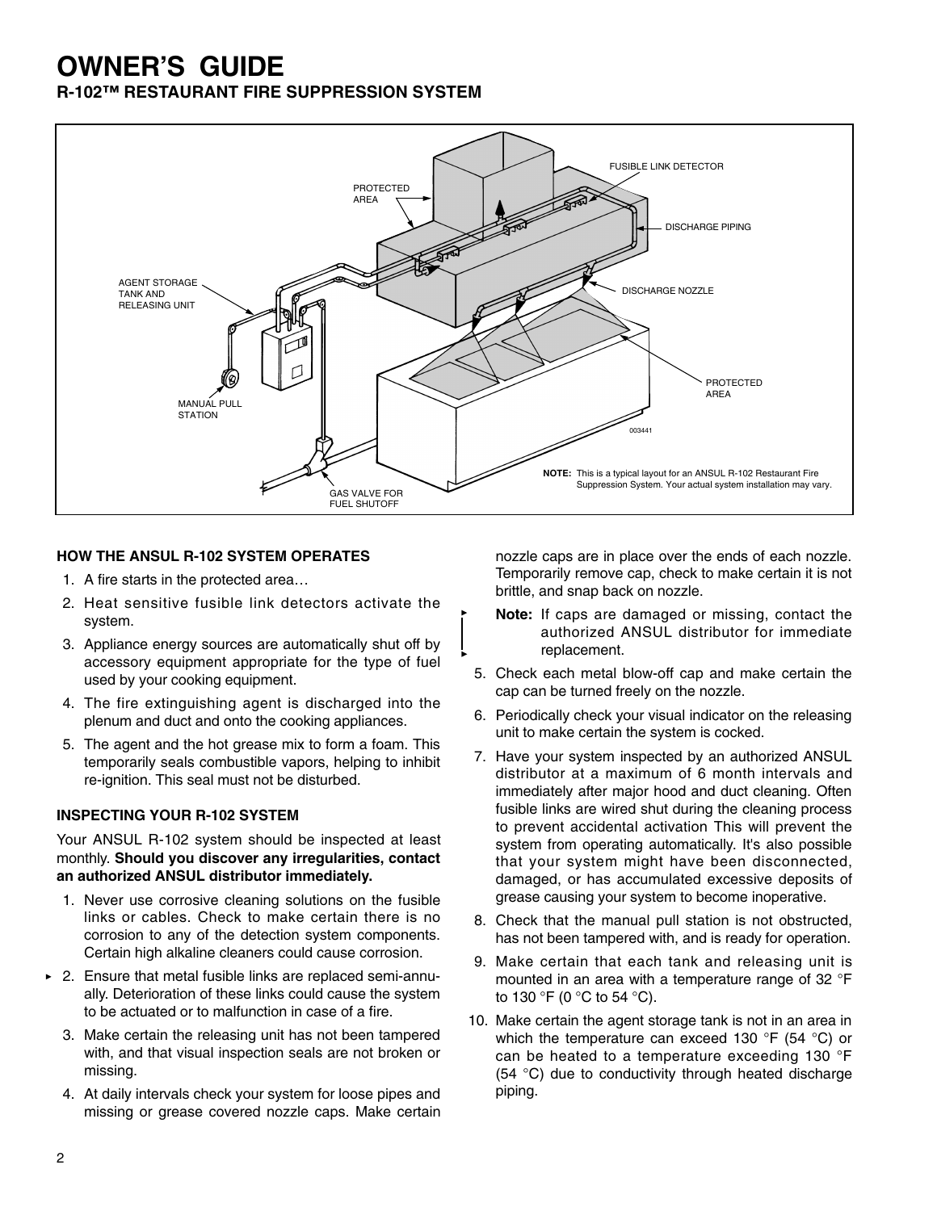# OWNER'S GUIDE

## R-102™ RESTAURANT FIRE SUPPRESSION SYSTEM

PROTECTED AREA

FUSIBLE LINK DETECTOR

DISCHARGE PIPING

AGENT STORAGE TANK AND RELEASING UNIT

DISCHARGE NOZZLE

PROTECTED AREA

MANUAL PULL STATION

GAS VALVE FOR FUEL SHUTOFF

003441

**NOTE:** This is a typical layout for an ANSUL R-102 Restaurant Fire Suppression System. Your actual system installation may vary.

### HOW THE ANSUL R-102 SYSTEM OPERATES

1. A fire starts in the protected area…
2. Heat sensitive fusible link detectors activate the system.
3. Appliance energy sources are automatically shut off by accessory equipment appropriate for the type of fuel used by your cooking equipment.
4. The fire extinguishing agent is discharged into the plenum and duct and onto the cooking appliances.
5. The agent and the hot grease mix to form a foam. This temporarily seals combustible vapors, helping to inhibit re-ignition. This seal must not be disturbed.

### INSPECTING YOUR R-102 SYSTEM

Your ANSUL R-102 system should be inspected at least monthly. **Should you discover any irregularities, contact an authorized ANSUL distributor immediately.**

1. Never use corrosive cleaning solutions on the fusible links or cables. Check to make certain there is no corrosion to any of the detection system components. Certain high alkaline cleaners could cause corrosion.
2. Ensure that metal fusible links are replaced semi-annually. Deterioration of these links could cause the system to be actuated or to malfunction in case of a fire.
3. Make certain the releasing unit has not been tampered with, and that visual inspection seals are not broken or missing.
4. At daily intervals check your system for loose pipes and missing or grease covered nozzle caps. Make certain nozzle caps are in place over the ends of each nozzle. Temporarily remove cap, check to make certain it is not brittle, and snap back on nozzle.

   **Note:** If caps are damaged or missing, contact the authorized ANSUL distributor for immediate replacement.
5. Check each metal blow-off cap and make certain the cap can be turned freely on the nozzle.
6. Periodically check your visual indicator on the releasing unit to make certain the system is cocked.
7. Have your system inspected by an authorized ANSUL distributor at a maximum of 6 month intervals and immediately after major hood and duct cleaning. Often fusible links are wired shut during the cleaning process to prevent accidental activation This will prevent the system from operating automatically. It's also possible that your system might have been disconnected, damaged, or has accumulated excessive deposits of grease causing your system to become inoperative.
8. Check that the manual pull station is not obstructed, has not been tampered with, and is ready for operation.
9. Make certain that each tank and releasing unit is mounted in an area with a temperature range of 32 °F to 130 °F (0 °C to 54 °C).
10. Make certain the agent storage tank is not in an area in which the temperature can exceed 130 °F (54 °C) or can be heated to a temperature exceeding 130 °F (54 °C) due to conductivity through heated discharge piping.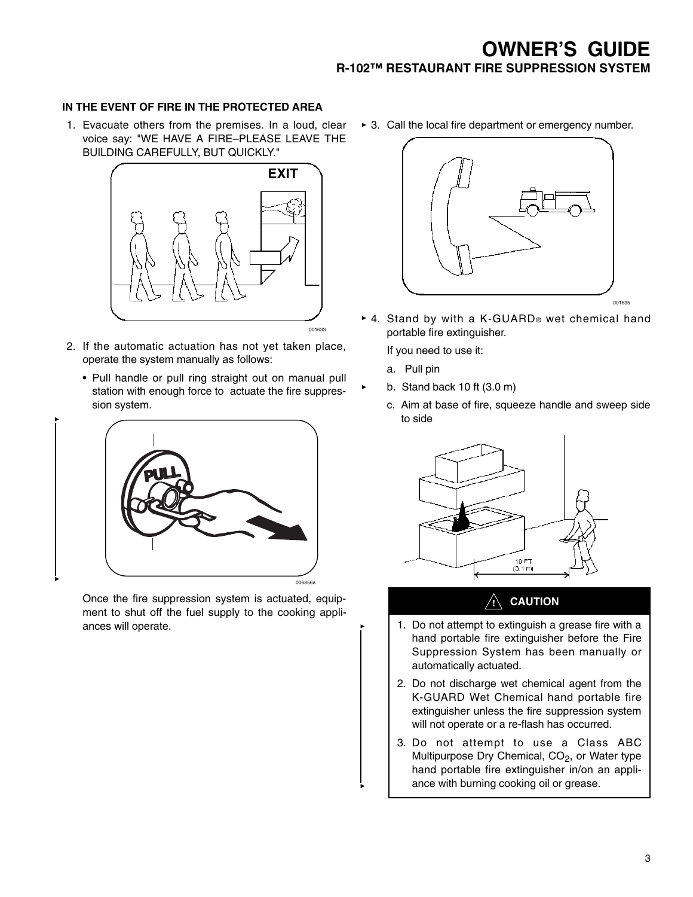### IN THE EVENT OF FIRE IN THE PROTECTED AREA

1. Evacuate others from the premises. In a loud, clear voice say: "WE HAVE A FIRE–PLEASE LEAVE THE BUILDING CAREFULLY, BUT QUICKLY."

2. If the automatic actuation has not yet taken place, operate the system manually as follows:

   - Pull handle or pull ring straight out on manual pull station with enough force to actuate the fire suppression system.

   Once the fire suppression system is actuated, equipment to shut off the fuel supply to the cooking appliances will operate.

3. Call the local fire department or emergency number.

4. Stand by with a K-GUARD® wet chemical hand portable fire extinguisher.

   If you need to use it:

   a. Pull pin

   b. Stand back 10 ft (3.0 m)

   c. Aim at base of fire, squeeze handle and sweep side to side

**CAUTION**

1. Do not attempt to extinguish a grease fire with a hand portable fire extinguisher before the Fire Suppression System has been manually or automatically actuated.
2. Do not discharge wet chemical agent from the K-GUARD Wet Chemical hand portable fire extinguisher unless the fire suppression system will not operate or a re-flash has occurred.
3. Do not attempt to use a Class ABC Multipurpose Dry Chemical, $CO_2$, or Water type hand portable fire extinguisher in/on an appliance with burning cooking oil or grease.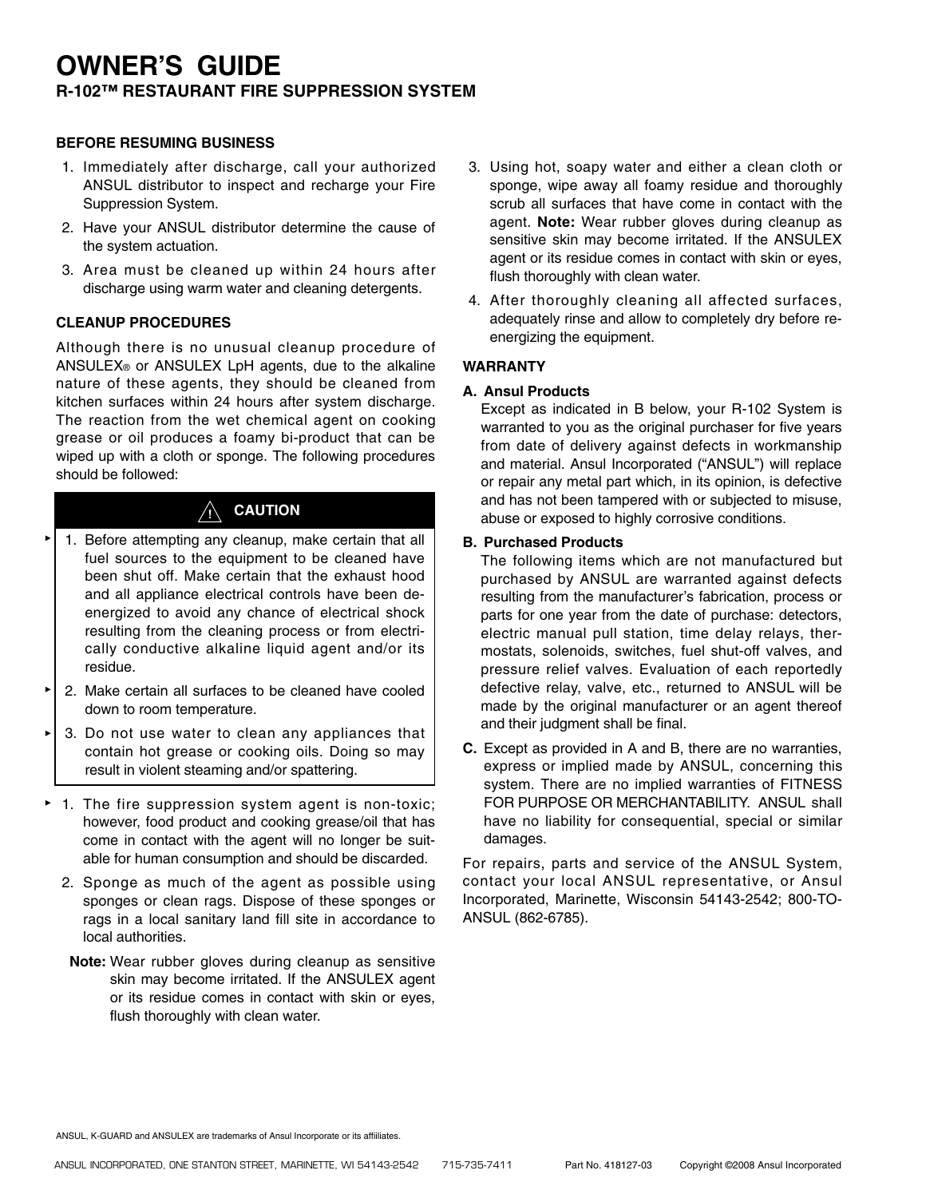# OWNER'S GUIDE

## R-102™ RESTAURANT FIRE SUPPRESSION SYSTEM

### BEFORE RESUMING BUSINESS

1. Immediately after discharge, call your authorized ANSUL distributor to inspect and recharge your Fire Suppression System.
2. Have your ANSUL distributor determine the cause of the system actuation.
3. Area must be cleaned up within 24 hours after discharge using warm water and cleaning detergents.

### CLEANUP PROCEDURES

Although there is no unusual cleanup procedure of ANSULEX® or ANSULEX LpH agents, due to the alkaline nature of these agents, they should be cleaned from kitchen surfaces within 24 hours after system discharge. The reaction from the wet chemical agent on cooking grease or oil produces a foamy bi-product that can be wiped up with a cloth or sponge. The following procedures should be followed:

> **⚠ CAUTION**
>
> 1. Before attempting any cleanup, make certain that all fuel sources to the equipment to be cleaned have been shut off. Make certain that the exhaust hood and all appliance electrical controls have been de-energized to avoid any chance of electrical shock resulting from the cleaning process or from electrically conductive alkaline liquid agent and/or its residue.
> 2. Make certain all surfaces to be cleaned have cooled down to room temperature.
> 3. Do not use water to clean any appliances that contain hot grease or cooking oils. Doing so may result in violent steaming and/or spattering.

1. The fire suppression system agent is non-toxic; however, food product and cooking grease/oil that has come in contact with the agent will no longer be suitable for human consumption and should be discarded.
2. Sponge as much of the agent as possible using sponges or clean rags. Dispose of these sponges or rags in a local sanitary land fill site in accordance to local authorities.

   **Note:** Wear rubber gloves during cleanup as sensitive skin may become irritated. If the ANSULEX agent or its residue comes in contact with skin or eyes, flush thoroughly with clean water.

3. Using hot, soapy water and either a clean cloth or sponge, wipe away all foamy residue and thoroughly scrub all surfaces that have come in contact with the agent. **Note:** Wear rubber gloves during cleanup as sensitive skin may become irritated. If the ANSULEX agent or its residue comes in contact with skin or eyes, flush thoroughly with clean water.
4. After thoroughly cleaning all affected surfaces, adequately rinse and allow to completely dry before re-energizing the equipment.

### WARRANTY

**A. Ansul Products**

Except as indicated in B below, your R-102 System is warranted to you as the original purchaser for five years from date of delivery against defects in workmanship and material. Ansul Incorporated ("ANSUL") will replace or repair any metal part which, in its opinion, is defective and has not been tampered with or subjected to misuse, abuse or exposed to highly corrosive conditions.

**B. Purchased Products**

The following items which are not manufactured but purchased by ANSUL are warranted against defects resulting from the manufacturer's fabrication, process or parts for one year from the date of purchase: detectors, electric manual pull station, time delay relays, thermostats, solenoids, switches, fuel shut-off valves, and pressure relief valves. Evaluation of each reportedly defective relay, valve, etc., returned to ANSUL will be made by the original manufacturer or an agent thereof and their judgment shall be final.

**C.** Except as provided in A and B, there are no warranties, express or implied made by ANSUL, concerning this system. There are no implied warranties of FITNESS FOR PURPOSE OR MERCHANTABILITY. ANSUL shall have no liability for consequential, special or similar damages.

For repairs, parts and service of the ANSUL System, contact your local ANSUL representative, or Ansul Incorporated, Marinette, Wisconsin 54143-2542; 800-TO-ANSUL (862-6785).

ANSUL, K-GUARD and ANSULEX are trademarks of Ansul Incorporate or its affiliates.

ANSUL INCORPORATED, ONE STANTON STREET, MARINETTE, WI 54143-2542 715-735-7411 Part No. 418127-03 Copyright ©2008 Ansul Incorporated